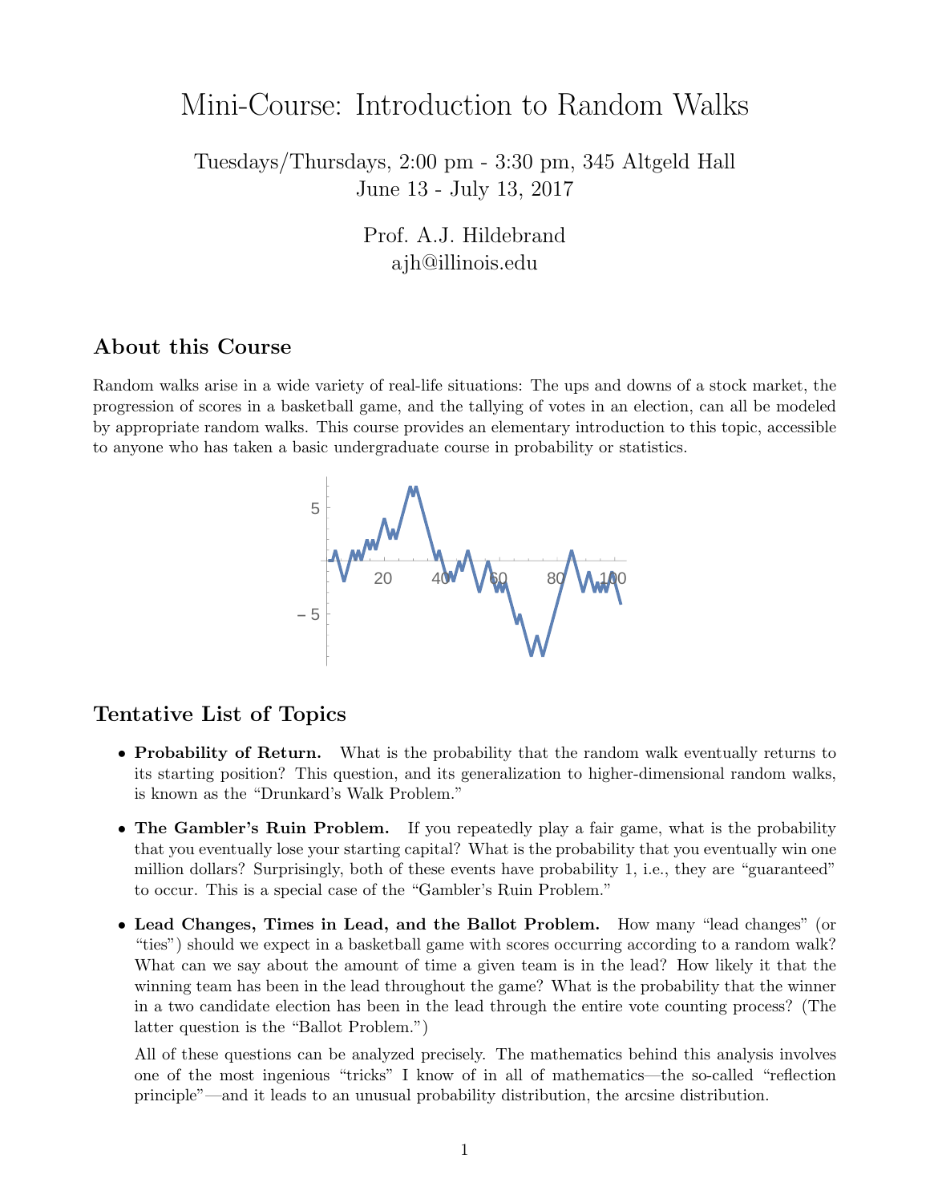# Mini-Course: Introduction to Random Walks

Tuesdays/Thursdays, 2:00 pm - 3:30 pm, 345 Altgeld Hall
June 13 - July 13, 2017

Prof. A.J. Hildebrand
ajh@illinois.edu

## About this Course

Random walks arise in a wide variety of real-life situations: The ups and downs of a stock market, the progression of scores in a basketball game, and the tallying of votes in an election, can all be modeled by appropriate random walks. This course provides an elementary introduction to this topic, accessible to anyone who has taken a basic undergraduate course in probability or statistics.

5
20
40
60
80
100
−5

## Tentative List of Topics

- **Probability of Return.** What is the probability that the random walk eventually returns to its starting position? This question, and its generalization to higher-dimensional random walks, is known as the "Drunkard's Walk Problem."

- **The Gambler's Ruin Problem.** If you repeatedly play a fair game, what is the probability that you eventually lose your starting capital? What is the probability that you eventually win one million dollars? Surprisingly, both of these events have probability 1, i.e., they are "guaranteed" to occur. This is a special case of the "Gambler's Ruin Problem."

- **Lead Changes, Times in Lead, and the Ballot Problem.** How many "lead changes" (or "ties") should we expect in a basketball game with scores occurring according to a random walk? What can we say about the amount of time a given team is in the lead? How likely it that the winning team has been in the lead throughout the game? What is the probability that the winner in a two candidate election has been in the lead through the entire vote counting process? (The latter question is the "Ballot Problem.")

  All of these questions can be analyzed precisely. The mathematics behind this analysis involves one of the most ingenious "tricks" I know of in all of mathematics—the so-called "reflection principle"—and it leads to an unusual probability distribution, the arcsine distribution.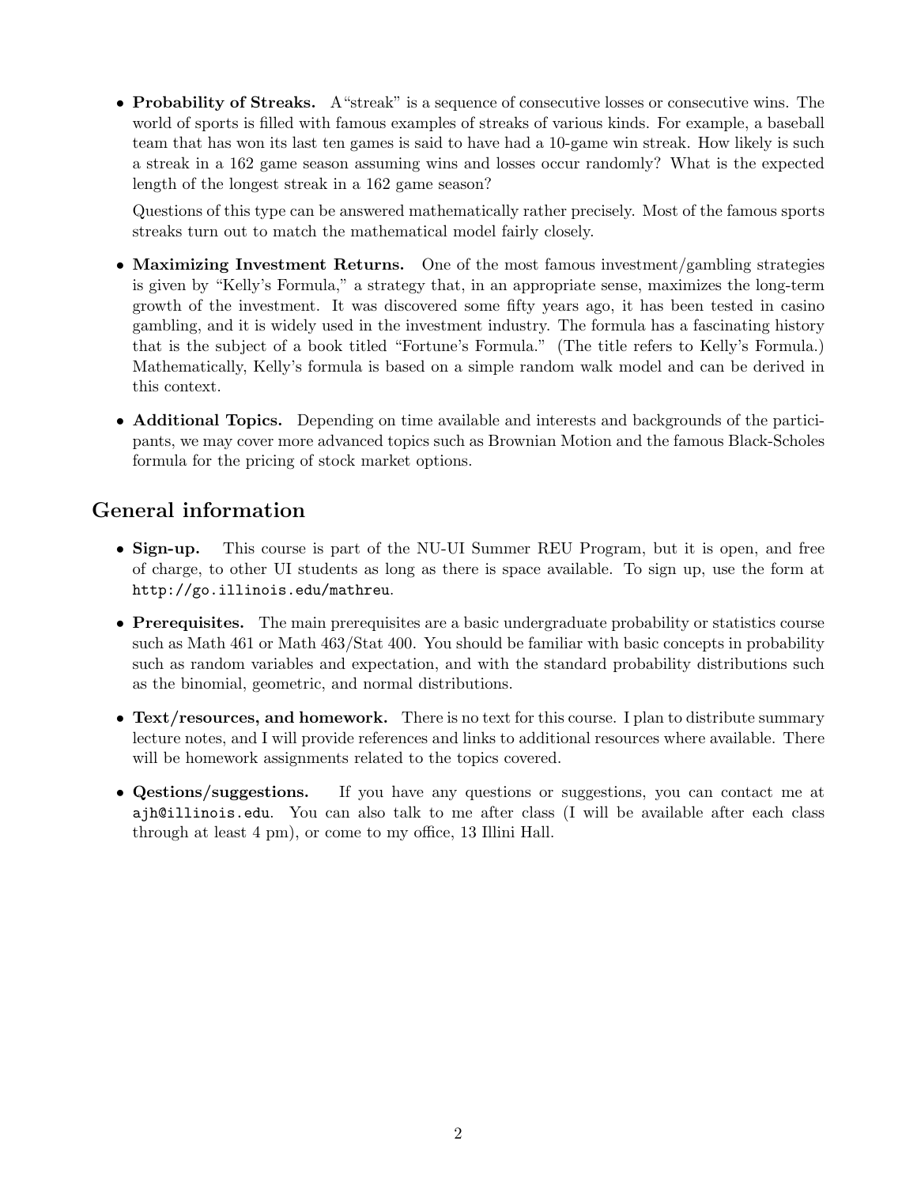- **Probability of Streaks.** A"streak" is a sequence of consecutive losses or consecutive wins. The world of sports is filled with famous examples of streaks of various kinds. For example, a baseball team that has won its last ten games is said to have had a 10-game win streak. How likely is such a streak in a 162 game season assuming wins and losses occur randomly? What is the expected length of the longest streak in a 162 game season?

  Questions of this type can be answered mathematically rather precisely. Most of the famous sports streaks turn out to match the mathematical model fairly closely.

- **Maximizing Investment Returns.** One of the most famous investment/gambling strategies is given by "Kelly's Formula," a strategy that, in an appropriate sense, maximizes the long-term growth of the investment. It was discovered some fifty years ago, it has been tested in casino gambling, and it is widely used in the investment industry. The formula has a fascinating history that is the subject of a book titled "Fortune's Formula." (The title refers to Kelly's Formula.) Mathematically, Kelly's formula is based on a simple random walk model and can be derived in this context.

- **Additional Topics.** Depending on time available and interests and backgrounds of the participants, we may cover more advanced topics such as Brownian Motion and the famous Black-Scholes formula for the pricing of stock market options.

## General information

- **Sign-up.** This course is part of the NU-UI Summer REU Program, but it is open, and free of charge, to other UI students as long as there is space available. To sign up, use the form at `http://go.illinois.edu/mathreu`.

- **Prerequisites.** The main prerequisites are a basic undergraduate probability or statistics course such as Math 461 or Math 463/Stat 400. You should be familiar with basic concepts in probability such as random variables and expectation, and with the standard probability distributions such as the binomial, geometric, and normal distributions.

- **Text/resources, and homework.** There is no text for this course. I plan to distribute summary lecture notes, and I will provide references and links to additional resources where available. There will be homework assignments related to the topics covered.

- **Qestions/suggestions.** If you have any questions or suggestions, you can contact me at `ajh@illinois.edu`. You can also talk to me after class (I will be available after each class through at least 4 pm), or come to my office, 13 Illini Hall.